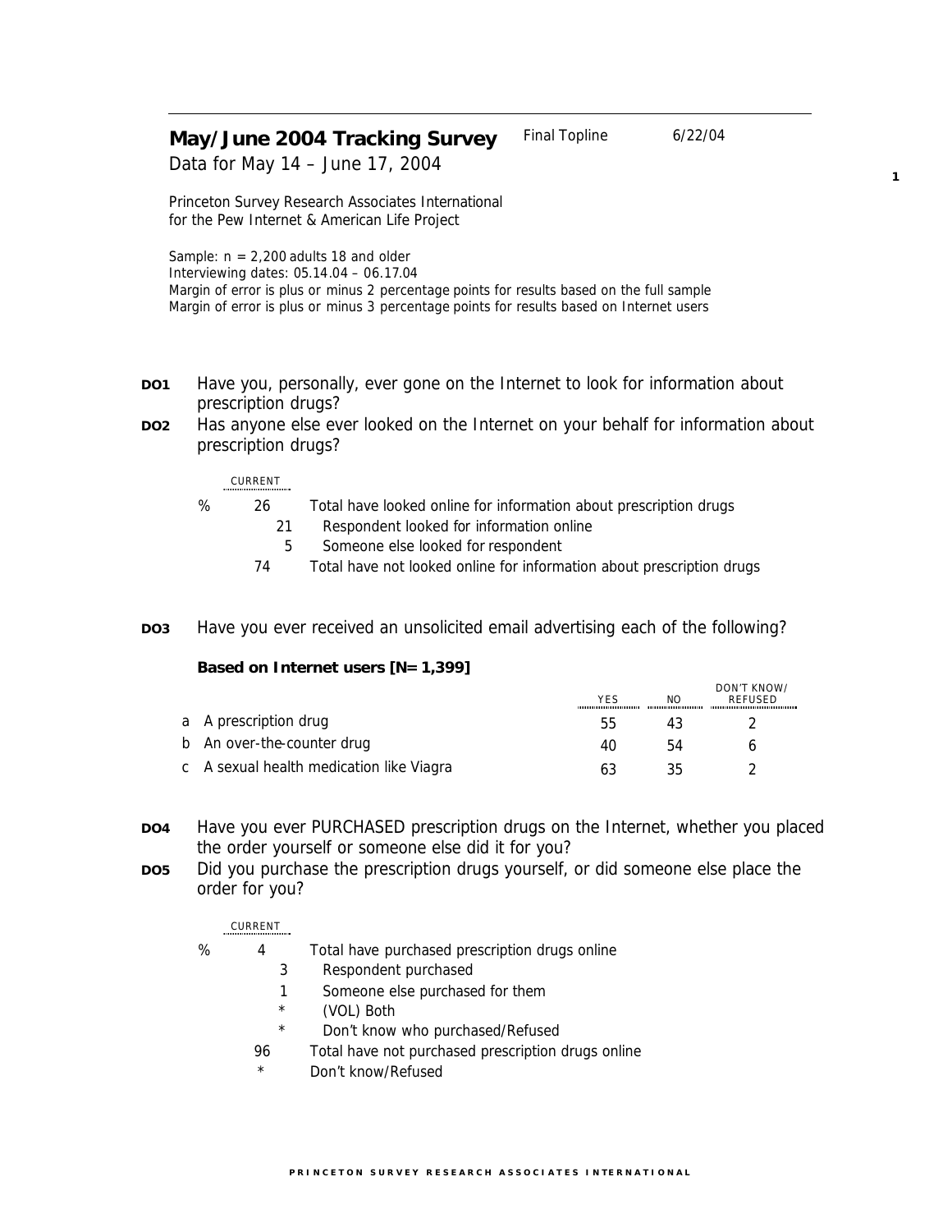# May/June 2004 Tracking Survey

Final Topline 6/22/04

Data for May 14 – June 17, 2004

Princeton Survey Research Associates International
for the Pew Internet & American Life Project

Sample: n = 2,200 adults 18 and older
Interviewing dates: 05.14.04 – 06.17.04
Margin of error is plus or minus 2 percentage points for results based on the full sample
Margin of error is plus or minus 3 percentage points for results based on Internet users

**DO1** Have you, personally, ever gone on the Internet to look for information about prescription drugs?

**DO2** Has anyone else ever looked on the Internet on your behalf for information about prescription drugs?

| | CURRENT | |
|---|---|---|
| % | 26 | Total have looked online for information about prescription drugs |
| | 21 | Respondent looked for information online |
| | 5 | Someone else looked for respondent |
| | 74 | Total have not looked online for information about prescription drugs |

**DO3** Have you ever received an unsolicited email advertising each of the following?

**Based on Internet users [N=1,399]**

| | YES | NO | DON'T KNOW/ REFUSED |
|---|---|---|---|
| a A prescription drug | 55 | 43 | 2 |
| b An over-the-counter drug | 40 | 54 | 6 |
| c A sexual health medication like Viagra | 63 | 35 | 2 |

**DO4** Have you ever PURCHASED prescription drugs on the Internet, whether you placed the order yourself or someone else did it for you?

**DO5** Did you purchase the prescription drugs yourself, or did someone else place the order for you?

| | CURRENT | |
|---|---|---|
| % | 4 | Total have purchased prescription drugs online |
| | 3 | Respondent purchased |
| | 1 | Someone else purchased for them |
| | * | (VOL) Both |
| | * | Don't know who purchased/Refused |
| | 96 | Total have not purchased prescription drugs online |
| | * | Don't know/Refused |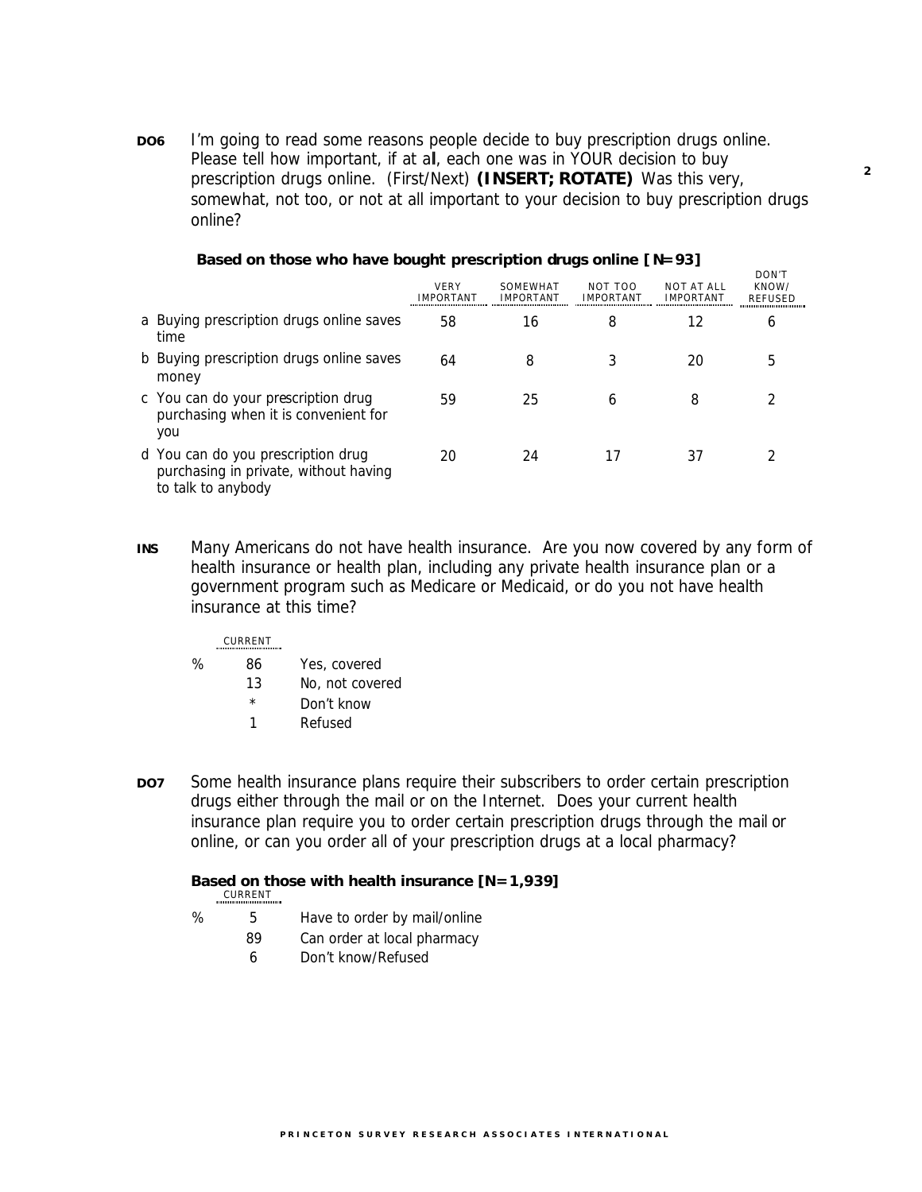**DO6** I'm going to read some reasons people decide to buy prescription drugs online. Please tell how important, if at all, each one was in YOUR decision to buy prescription drugs online. (First/Next) **(INSERT; ROTATE)** Was this very, somewhat, not too, or not at all important to your decision to buy prescription drugs online?

**Based on those who have bought prescription drugs online [N=93]**

| | VERY IMPORTANT | SOMEWHAT IMPORTANT | NOT TOO IMPORTANT | NOT AT ALL IMPORTANT | DON'T KNOW/ REFUSED |
|---|---|---|---|---|---|
| a Buying prescription drugs online saves time | 58 | 16 | 8 | 12 | 6 |
| b Buying prescription drugs online saves money | 64 | 8 | 3 | 20 | 5 |
| c You can do your prescription drug purchasing when it is convenient for you | 59 | 25 | 6 | 8 | 2 |
| d You can do you prescription drug purchasing in private, without having to talk to anybody | 20 | 24 | 17 | 37 | 2 |

**INS** Many Americans do not have health insurance. Are you now covered by any form of health insurance or health plan, including any private health insurance plan or a government program such as Medicare or Medicaid, or do you not have health insurance at this time?

| | CURRENT | |
|---|---|---|
| % | 86 | Yes, covered |
| | 13 | No, not covered |
| | * | Don't know |
| | 1 | Refused |

**DO7** Some health insurance plans require their subscribers to order certain prescription drugs either through the mail or on the Internet. Does your current health insurance plan require you to order certain prescription drugs through the mail or online, or can you order all of your prescription drugs at a local pharmacy?

**Based on those with health insurance [N=1,939]**

| | CURRENT | |
|---|---|---|
| % | 5 | Have to order by mail/online |
| | 89 | Can order at local pharmacy |
| | 6 | Don't know/Refused |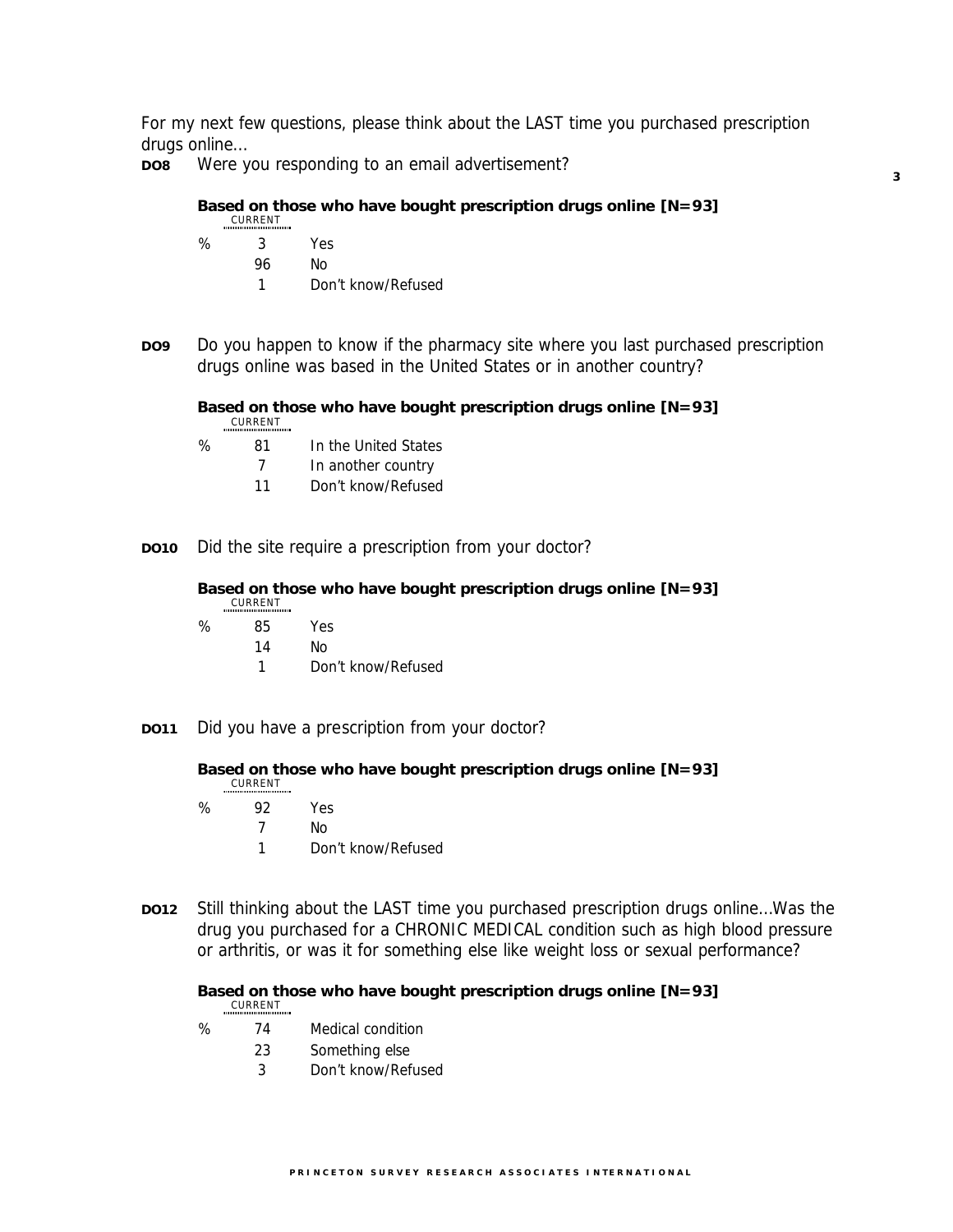For my next few questions, please think about the LAST time you purchased prescription drugs online…

**DO8** Were you responding to an email advertisement?

**Based on those who have bought prescription drugs online [N=93]**

| | CURRENT | |
|---|---|---|
| % | 3 | Yes |
| | 96 | No |
| | 1 | Don't know/Refused |

**DO9** Do you happen to know if the pharmacy site where you last purchased prescription drugs online was based in the United States or in another country?

**Based on those who have bought prescription drugs online [N=93]**

| | CURRENT | |
|---|---|---|
| % | 81 | In the United States |
| | 7 | In another country |
| | 11 | Don't know/Refused |

**DO10** Did the site require a prescription from your doctor?

**Based on those who have bought prescription drugs online [N=93]**

| | CURRENT | |
|---|---|---|
| % | 85 | Yes |
| | 14 | No |
| | 1 | Don't know/Refused |

**DO11** Did you have a prescription from your doctor?

**Based on those who have bought prescription drugs online [N=93]**

| | CURRENT | |
|---|---|---|
| % | 92 | Yes |
| | 7 | No |
| | 1 | Don't know/Refused |

**DO12** Still thinking about the LAST time you purchased prescription drugs online…Was the drug you purchased for a CHRONIC MEDICAL condition such as high blood pressure or arthritis, or was it for something else like weight loss or sexual performance?

**Based on those who have bought prescription drugs online [N=93]**

| | CURRENT | |
|---|---|---|
| % | 74 | Medical condition |
| | 23 | Something else |
| | 3 | Don't know/Refused |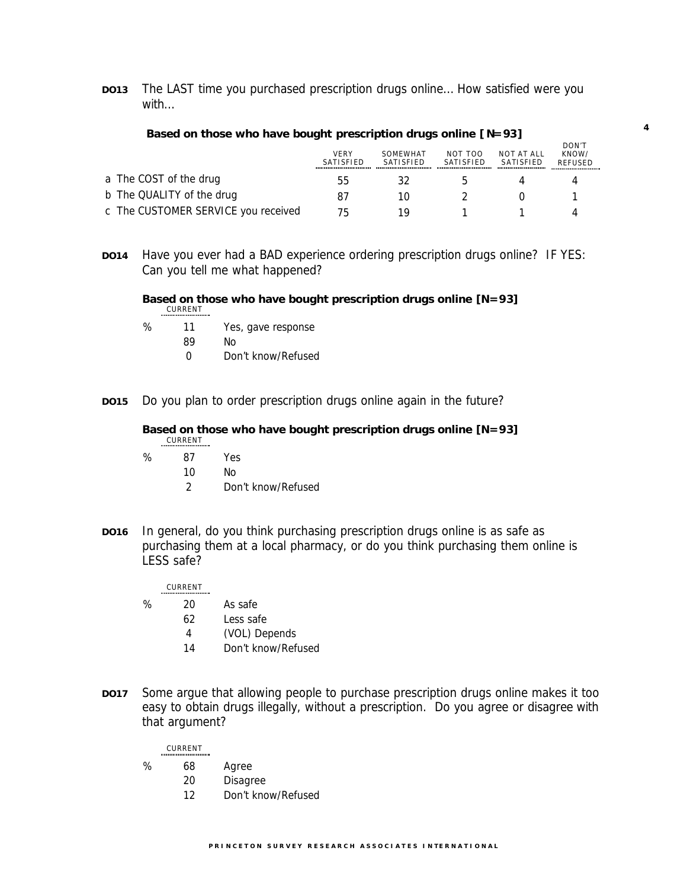**DO13** The LAST time you purchased prescription drugs online... How satisfied were you with...

**Based on those who have bought prescription drugs online [N=93]**

| | VERY SATISFIED | SOMEWHAT SATISFIED | NOT TOO SATISFIED | NOT AT ALL SATISFIED | DON'T KNOW/ REFUSED |
|---|---|---|---|---|---|
| a The COST of the drug | 55 | 32 | 5 | 4 | 4 |
| b The QUALITY of the drug | 87 | 10 | 2 | 0 | 1 |
| c The CUSTOMER SERVICE you received | 75 | 19 | 1 | 1 | 4 |

**DO14** Have you ever had a BAD experience ordering prescription drugs online? IF YES: Can you tell me what happened?

**Based on those who have bought prescription drugs online [N=93]**

| | CURRENT | |
|---|---|---|
| % | 11 | Yes, gave response |
| | 89 | No |
| | 0 | Don't know/Refused |

**DO15** Do you plan to order prescription drugs online again in the future?

**Based on those who have bought prescription drugs online [N=93]**

| | CURRENT | |
|---|---|---|
| % | 87 | Yes |
| | 10 | No |
| | 2 | Don't know/Refused |

**DO16** In general, do you think purchasing prescription drugs online is as safe as purchasing them at a local pharmacy, or do you think purchasing them online is LESS safe?

| | CURRENT | |
|---|---|---|
| % | 20 | As safe |
| | 62 | Less safe |
| | 4 | (VOL) Depends |
| | 14 | Don't know/Refused |

**DO17** Some argue that allowing people to purchase prescription drugs online makes it too easy to obtain drugs illegally, without a prescription. Do you agree or disagree with that argument?

| | CURRENT | |
|---|---|---|
| % | 68 | Agree |
| | 20 | Disagree |
| | 12 | Don't know/Refused |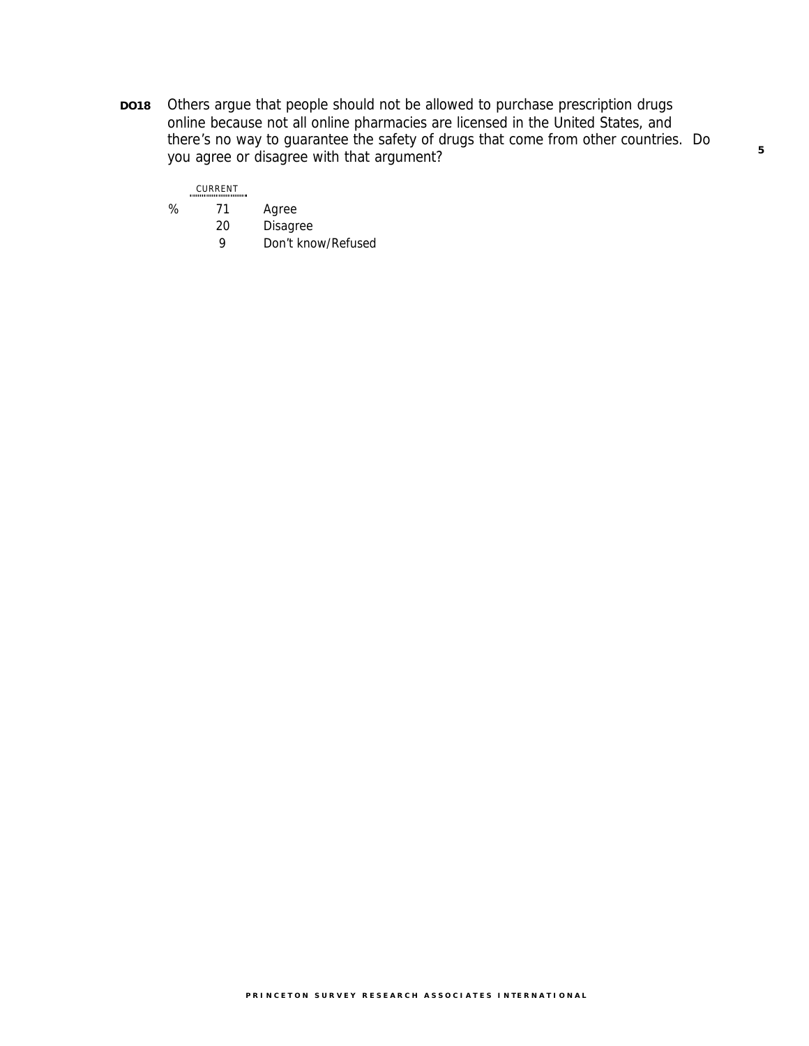**DO18** Others argue that people should not be allowed to purchase prescription drugs online because not all online pharmacies are licensed in the United States, and there's no way to guarantee the safety of drugs that come from other countries. Do you agree or disagree with that argument?

| | CURRENT | |
|---|---|---|
| % | 71 | Agree |
| | 20 | Disagree |
| | 9 | Don't know/Refused |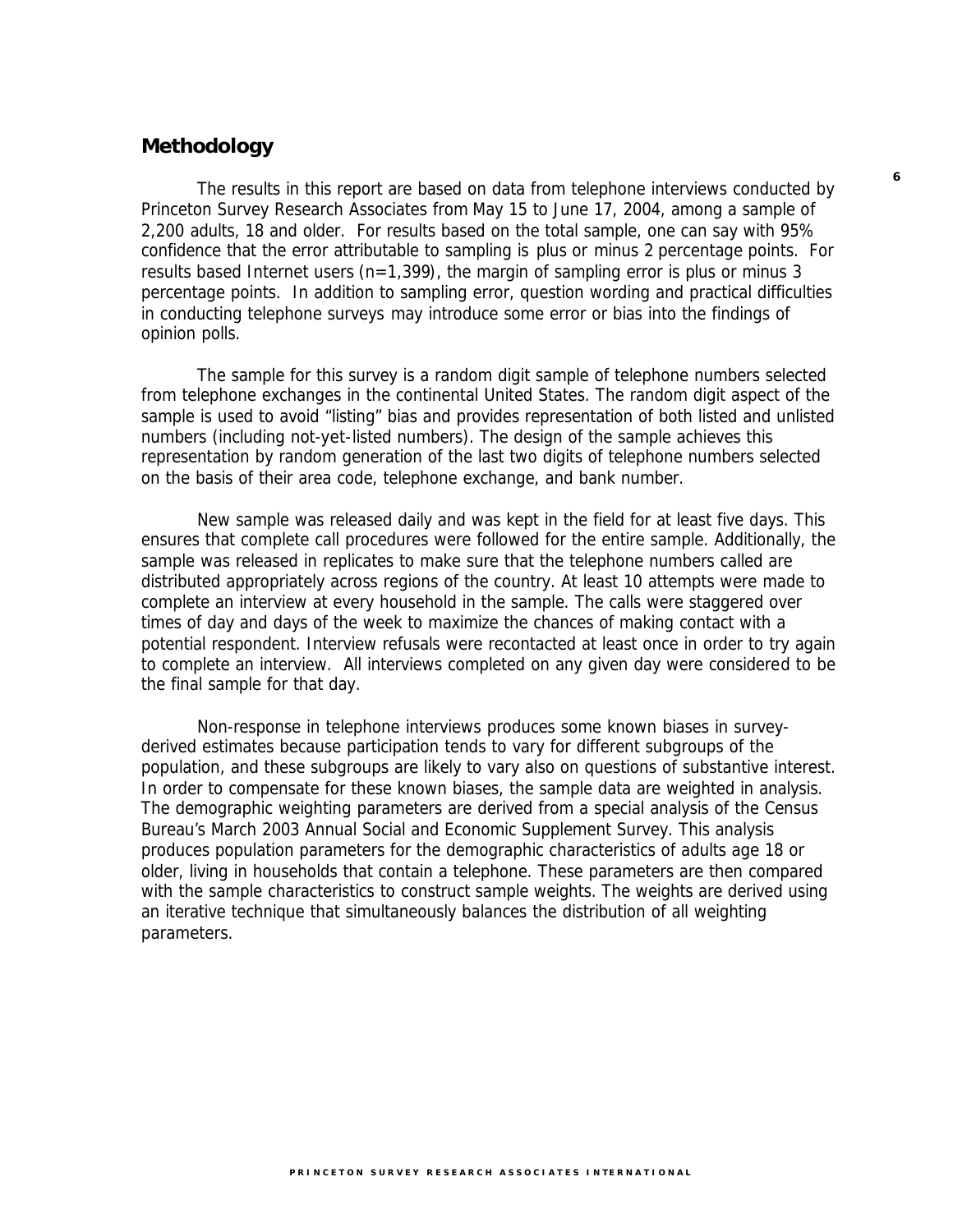## Methodology

The results in this report are based on data from telephone interviews conducted by Princeton Survey Research Associates from May 15 to June 17, 2004, among a sample of 2,200 adults, 18 and older. For results based on the total sample, one can say with 95% confidence that the error attributable to sampling is plus or minus 2 percentage points. For results based Internet users (n=1,399), the margin of sampling error is plus or minus 3 percentage points. In addition to sampling error, question wording and practical difficulties in conducting telephone surveys may introduce some error or bias into the findings of opinion polls.

The sample for this survey is a random digit sample of telephone numbers selected from telephone exchanges in the continental United States. The random digit aspect of the sample is used to avoid "listing" bias and provides representation of both listed and unlisted numbers (including not-yet-listed numbers). The design of the sample achieves this representation by random generation of the last two digits of telephone numbers selected on the basis of their area code, telephone exchange, and bank number.

New sample was released daily and was kept in the field for at least five days. This ensures that complete call procedures were followed for the entire sample. Additionally, the sample was released in replicates to make sure that the telephone numbers called are distributed appropriately across regions of the country. At least 10 attempts were made to complete an interview at every household in the sample. The calls were staggered over times of day and days of the week to maximize the chances of making contact with a potential respondent. Interview refusals were recontacted at least once in order to try again to complete an interview. All interviews completed on any given day were considered to be the final sample for that day.

Non-response in telephone interviews produces some known biases in survey-derived estimates because participation tends to vary for different subgroups of the population, and these subgroups are likely to vary also on questions of substantive interest. In order to compensate for these known biases, the sample data are weighted in analysis. The demographic weighting parameters are derived from a special analysis of the Census Bureau's March 2003 Annual Social and Economic Supplement Survey. This analysis produces population parameters for the demographic characteristics of adults age 18 or older, living in households that contain a telephone. These parameters are then compared with the sample characteristics to construct sample weights. The weights are derived using an iterative technique that simultaneously balances the distribution of all weighting parameters.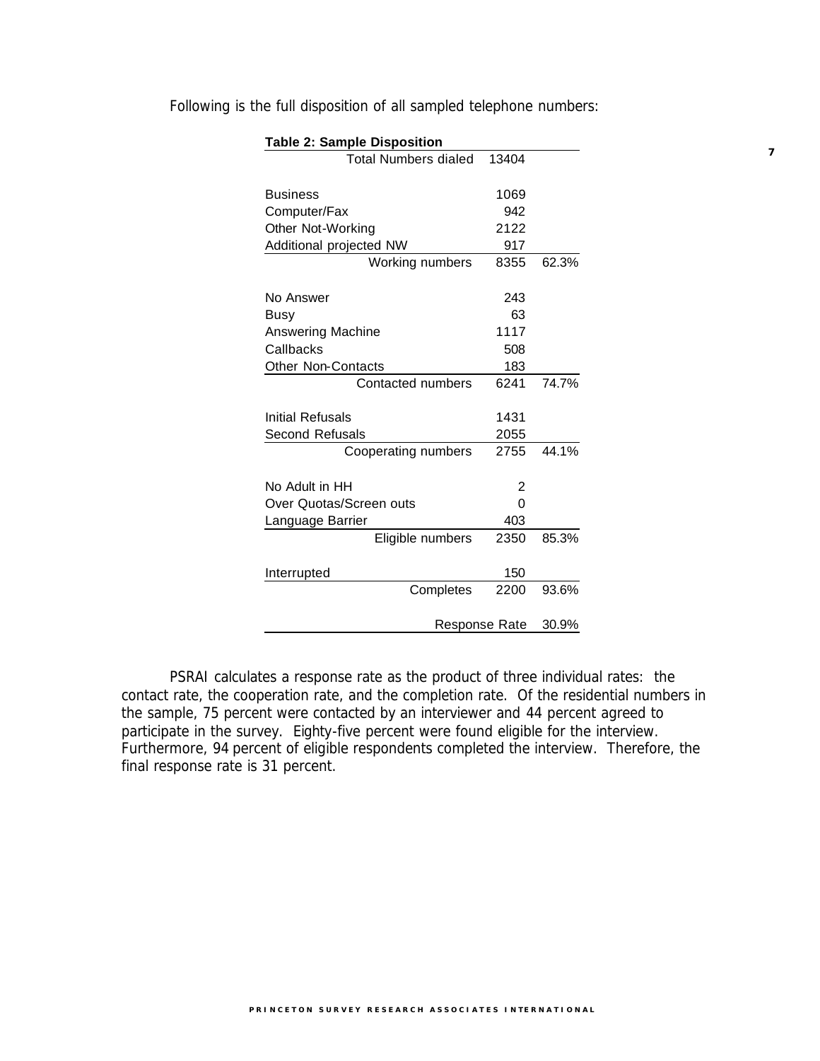Following is the full disposition of all sampled telephone numbers:

**Table 2: Sample Disposition**

| | | |
|---|---|---|
| Total Numbers dialed | 13404 | |
| | | |
| Business | 1069 | |
| Computer/Fax | 942 | |
| Other Not-Working | 2122 | |
| Additional projected NW | 917 | |
| Working numbers | 8355 | 62.3% |
| | | |
| No Answer | 243 | |
| Busy | 63 | |
| Answering Machine | 1117 | |
| Callbacks | 508 | |
| Other Non-Contacts | 183 | |
| Contacted numbers | 6241 | 74.7% |
| | | |
| Initial Refusals | 1431 | |
| Second Refusals | 2055 | |
| Cooperating numbers | 2755 | 44.1% |
| | | |
| No Adult in HH | 2 | |
| Over Quotas/Screen outs | 0 | |
| Language Barrier | 403 | |
| Eligible numbers | 2350 | 85.3% |
| | | |
| Interrupted | 150 | |
| Completes | 2200 | 93.6% |
| | | |
| Response Rate | | 30.9% |

PSRAI calculates a response rate as the product of three individual rates: the contact rate, the cooperation rate, and the completion rate. Of the residential numbers in the sample, 75 percent were contacted by an interviewer and 44 percent agreed to participate in the survey. Eighty-five percent were found eligible for the interview. Furthermore, 94 percent of eligible respondents completed the interview. Therefore, the final response rate is 31 percent.